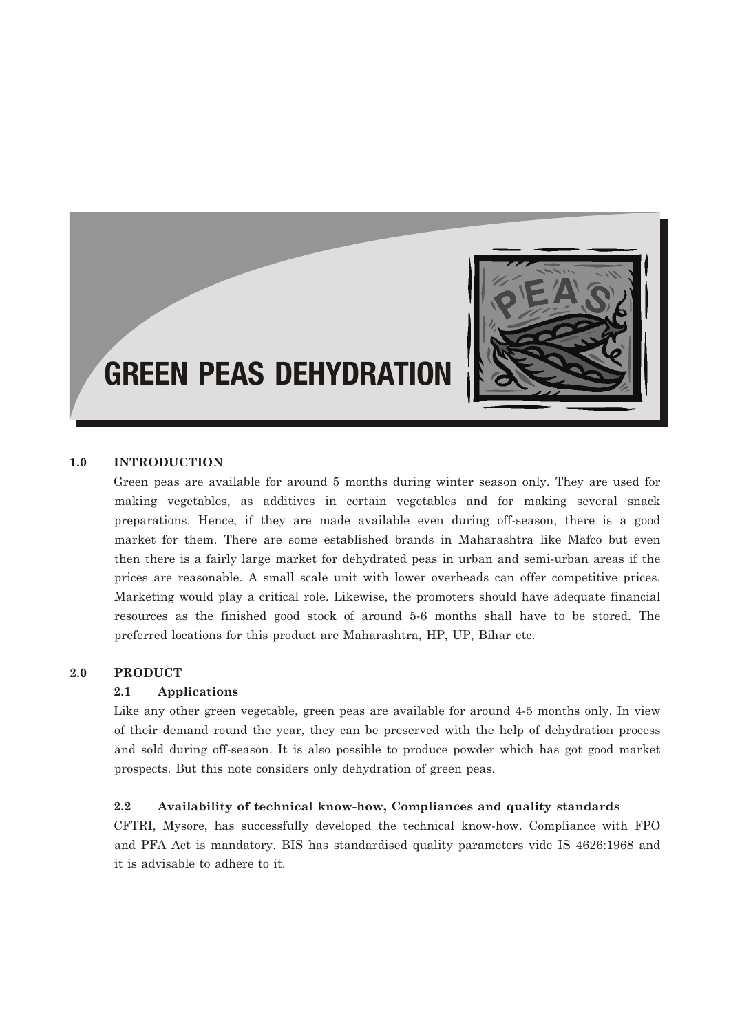# GREEN PEAS DEHYDRATION

## 1.0 INTRODUCTION

Green peas are available for around 5 months during winter season only. They are used for making vegetables, as additives in certain vegetables and for making several snack preparations. Hence, if they are made available even during off-season, there is a good market for them. There are some established brands in Maharashtra like Mafco but even then there is a fairly large market for dehydrated peas in urban and semi-urban areas if the prices are reasonable. A small scale unit with lower overheads can offer competitive prices. Marketing would play a critical role. Likewise, the promoters should have adequate financial resources as the finished good stock of around 5-6 months shall have to be stored. The preferred locations for this product are Maharashtra, HP, UP, Bihar etc.

## 2.0 PRODUCT

### 2.1 Applications

Like any other green vegetable, green peas are available for around 4-5 months only. In view of their demand round the year, they can be preserved with the help of dehydration process and sold during off-season. It is also possible to produce powder which has got good market prospects. But this note considers only dehydration of green peas.

### 2.2 Availability of technical know-how, Compliances and quality standards

CFTRI, Mysore, has successfully developed the technical know-how. Compliance with FPO and PFA Act is mandatory. BIS has standardised quality parameters vide IS 4626:1968 and it is advisable to adhere to it.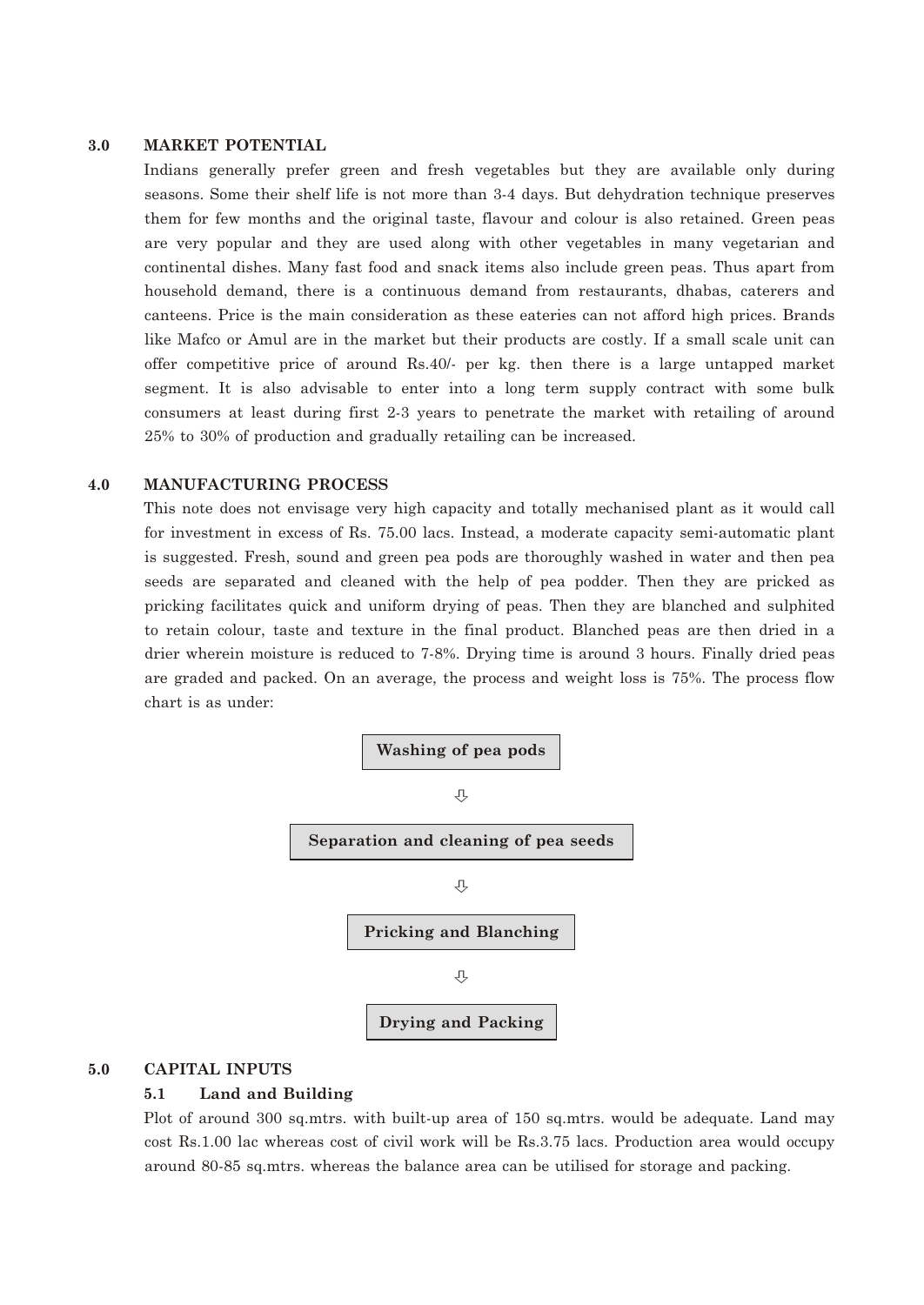## 3.0 MARKET POTENTIAL

Indians generally prefer green and fresh vegetables but they are available only during seasons. Some their shelf life is not more than 3-4 days. But dehydration technique preserves them for few months and the original taste, flavour and colour is also retained. Green peas are very popular and they are used along with other vegetables in many vegetarian and continental dishes. Many fast food and snack items also include green peas. Thus apart from household demand, there is a continuous demand from restaurants, dhabas, caterers and canteens. Price is the main consideration as these eateries can not afford high prices. Brands like Mafco or Amul are in the market but their products are costly. If a small scale unit can offer competitive price of around Rs.40/- per kg. then there is a large untapped market segment. It is also advisable to enter into a long term supply contract with some bulk consumers at least during first 2-3 years to penetrate the market with retailing of around 25% to 30% of production and gradually retailing can be increased.

## 4.0 MANUFACTURING PROCESS

This note does not envisage very high capacity and totally mechanised plant as it would call for investment in excess of Rs. 75.00 lacs. Instead, a moderate capacity semi-automatic plant is suggested. Fresh, sound and green pea pods are thoroughly washed in water and then pea seeds are separated and cleaned with the help of pea podder. Then they are pricked as pricking facilitates quick and uniform drying of peas. Then they are blanched and sulphited to retain colour, taste and texture in the final product. Blanched peas are then dried in a drier wherein moisture is reduced to 7-8%. Drying time is around 3 hours. Finally dried peas are graded and packed. On an average, the process and weight loss is 75%. The process flow chart is as under:

**Washing of pea pods**

⇩

**Separation and cleaning of pea seeds**

⇩

**Pricking and Blanching**

⇩

**Drying and Packing**

## 5.0 CAPITAL INPUTS

### 5.1 Land and Building

Plot of around 300 sq.mtrs. with built-up area of 150 sq.mtrs. would be adequate. Land may cost Rs.1.00 lac whereas cost of civil work will be Rs.3.75 lacs. Production area would occupy around 80-85 sq.mtrs. whereas the balance area can be utilised for storage and packing.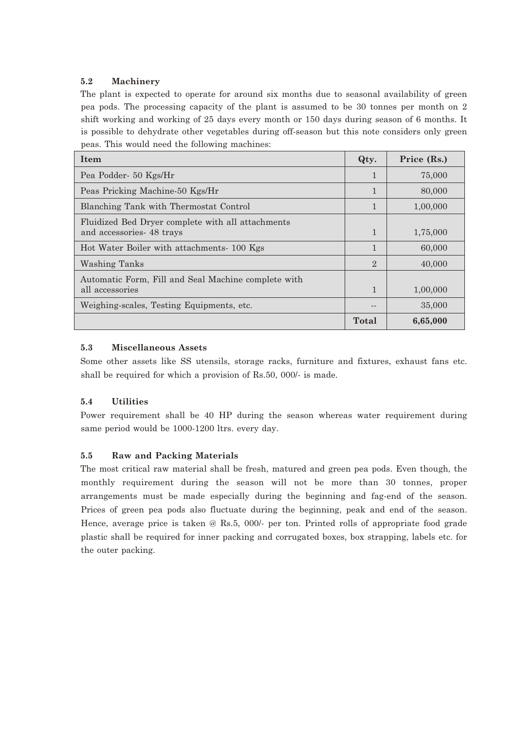### 5.2 Machinery

The plant is expected to operate for around six months due to seasonal availability of green pea pods. The processing capacity of the plant is assumed to be 30 tonnes per month on 2 shift working and working of 25 days every month or 150 days during season of 6 months. It is possible to dehydrate other vegetables during off-season but this note considers only green peas. This would need the following machines:

| Item | Qty. | Price (Rs.) |
|---|---|---|
| Pea Podder- 50 Kgs/Hr | 1 | 75,000 |
| Peas Pricking Machine-50 Kgs/Hr | 1 | 80,000 |
| Blanching Tank with Thermostat Control | 1 | 1,00,000 |
| Fluidized Bed Dryer complete with all attachments and accessories- 48 trays | 1 | 1,75,000 |
| Hot Water Boiler with attachments- 100 Kgs | 1 | 60,000 |
| Washing Tanks | 2 | 40,000 |
| Automatic Form, Fill and Seal Machine complete with all accessories | 1 | 1,00,000 |
| Weighing-scales, Testing Equipments, etc. | -- | 35,000 |
| | **Total** | **6,65,000** |

### 5.3 Miscellaneous Assets

Some other assets like SS utensils, storage racks, furniture and fixtures, exhaust fans etc. shall be required for which a provision of Rs.50, 000/- is made.

### 5.4 Utilities

Power requirement shall be 40 HP during the season whereas water requirement during same period would be 1000-1200 ltrs. every day.

### 5.5 Raw and Packing Materials

The most critical raw material shall be fresh, matured and green pea pods. Even though, the monthly requirement during the season will not be more than 30 tonnes, proper arrangements must be made especially during the beginning and fag-end of the season. Prices of green pea pods also fluctuate during the beginning, peak and end of the season. Hence, average price is taken @ Rs.5, 000/- per ton. Printed rolls of appropriate food grade plastic shall be required for inner packing and corrugated boxes, box strapping, labels etc. for the outer packing.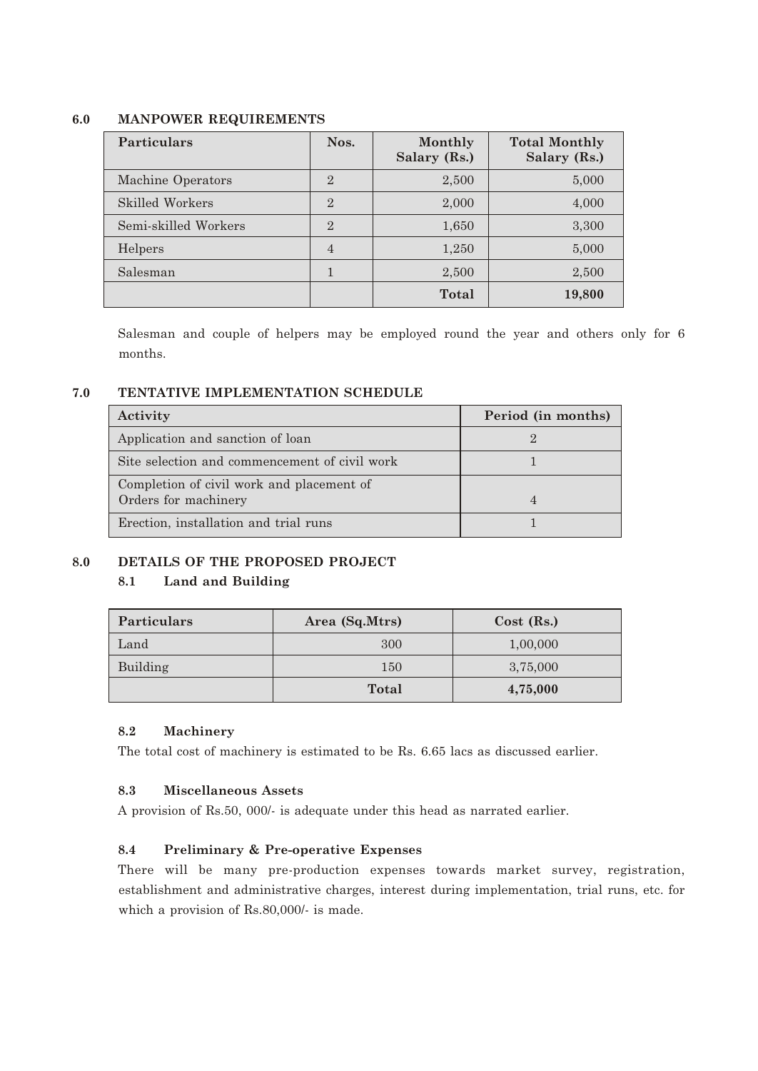## 6.0 MANPOWER REQUIREMENTS

| Particulars | Nos. | Monthly Salary (Rs.) | Total Monthly Salary (Rs.) |
|---|---|---|---|
| Machine Operators | 2 | 2,500 | 5,000 |
| Skilled Workers | 2 | 2,000 | 4,000 |
| Semi-skilled Workers | 2 | 1,650 | 3,300 |
| Helpers | 4 | 1,250 | 5,000 |
| Salesman | 1 | 2,500 | 2,500 |
| | | **Total** | **19,800** |

Salesman and couple of helpers may be employed round the year and others only for 6 months.

## 7.0 TENTATIVE IMPLEMENTATION SCHEDULE

| Activity | Period (in months) |
|---|---|
| Application and sanction of loan | 2 |
| Site selection and commencement of civil work | 1 |
| Completion of civil work and placement of Orders for machinery | 4 |
| Erection, installation and trial runs | 1 |

## 8.0 DETAILS OF THE PROPOSED PROJECT

### 8.1 Land and Building

| Particulars | Area (Sq.Mtrs) | Cost (Rs.) |
|---|---|---|
| Land | 300 | 1,00,000 |
| Building | 150 | 3,75,000 |
| | **Total** | **4,75,000** |

### 8.2 Machinery

The total cost of machinery is estimated to be Rs. 6.65 lacs as discussed earlier.

### 8.3 Miscellaneous Assets

A provision of Rs.50, 000/- is adequate under this head as narrated earlier.

### 8.4 Preliminary & Pre-operative Expenses

There will be many pre-production expenses towards market survey, registration, establishment and administrative charges, interest during implementation, trial runs, etc. for which a provision of Rs.80,000/- is made.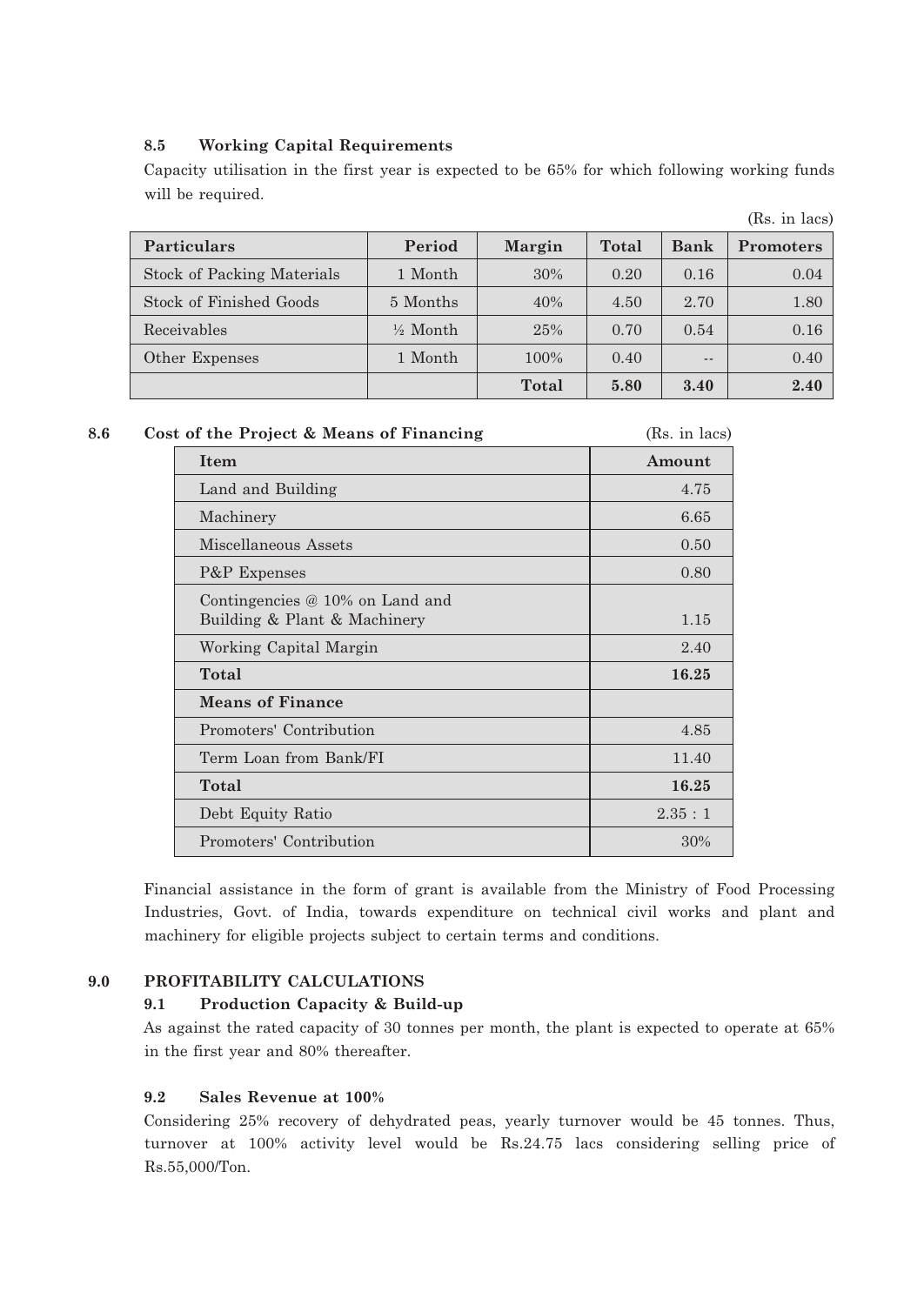### 8.5 Working Capital Requirements

Capacity utilisation in the first year is expected to be 65% for which following working funds will be required.

(Rs. in lacs)

| Particulars | Period | Margin | Total | Bank | Promoters |
|---|---|---|---|---|---|
| Stock of Packing Materials | 1 Month | 30% | 0.20 | 0.16 | 0.04 |
| Stock of Finished Goods | 5 Months | 40% | 4.50 | 2.70 | 1.80 |
| Receivables | ½ Month | 25% | 0.70 | 0.54 | 0.16 |
| Other Expenses | 1 Month | 100% | 0.40 | -- | 0.40 |
| | | **Total** | **5.80** | **3.40** | **2.40** |

### 8.6 Cost of the Project & Means of Financing

(Rs. in lacs)

| Item | Amount |
|---|---|
| Land and Building | 4.75 |
| Machinery | 6.65 |
| Miscellaneous Assets | 0.50 |
| P&P Expenses | 0.80 |
| Contingencies @ 10% on Land and Building & Plant & Machinery | 1.15 |
| Working Capital Margin | 2.40 |
| **Total** | **16.25** |
| **Means of Finance** | |
| Promoters' Contribution | 4.85 |
| Term Loan from Bank/FI | 11.40 |
| **Total** | **16.25** |
| Debt Equity Ratio | 2.35 : 1 |
| Promoters' Contribution | 30% |

Financial assistance in the form of grant is available from the Ministry of Food Processing Industries, Govt. of India, towards expenditure on technical civil works and plant and machinery for eligible projects subject to certain terms and conditions.

## 9.0 PROFITABILITY CALCULATIONS

### 9.1 Production Capacity & Build-up

As against the rated capacity of 30 tonnes per month, the plant is expected to operate at 65% in the first year and 80% thereafter.

### 9.2 Sales Revenue at 100%

Considering 25% recovery of dehydrated peas, yearly turnover would be 45 tonnes. Thus, turnover at 100% activity level would be Rs.24.75 lacs considering selling price of Rs.55,000/Ton.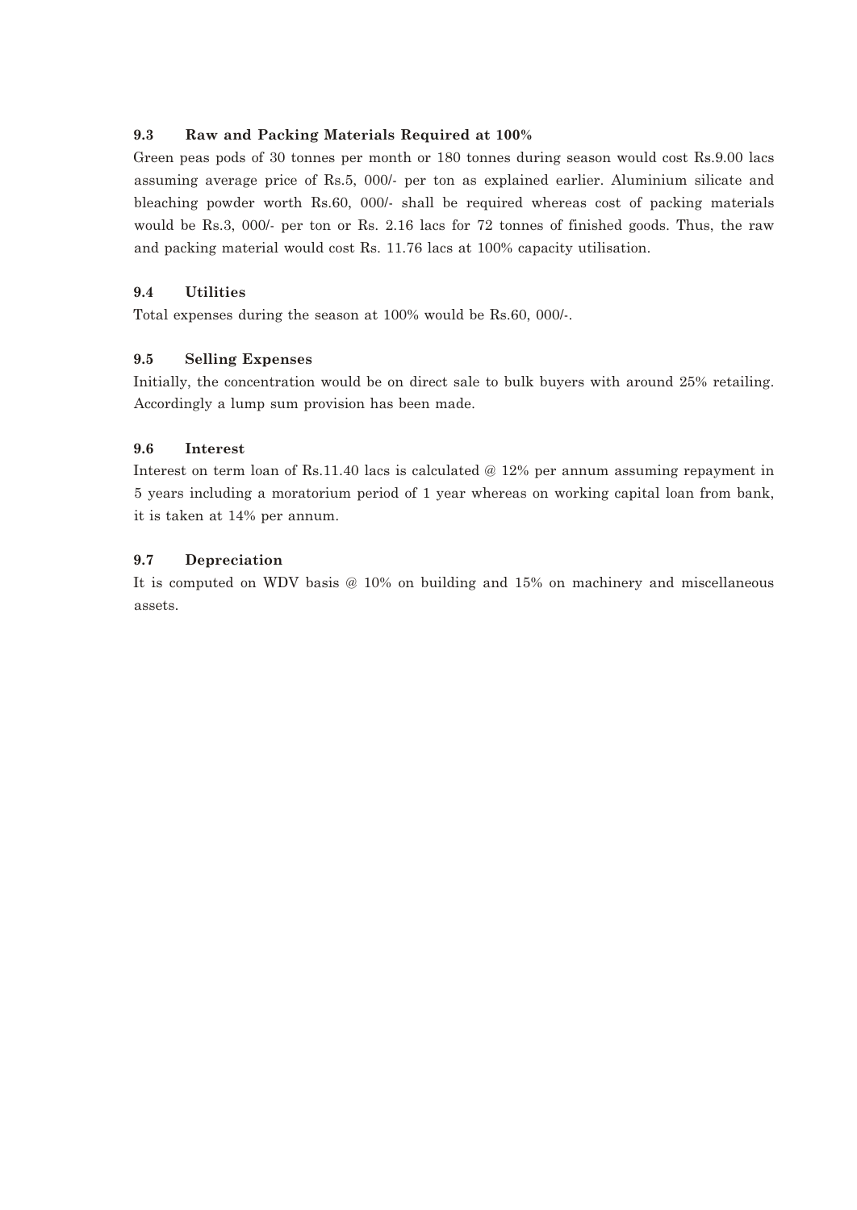### 9.3 Raw and Packing Materials Required at 100%

Green peas pods of 30 tonnes per month or 180 tonnes during season would cost Rs.9.00 lacs assuming average price of Rs.5, 000/- per ton as explained earlier. Aluminium silicate and bleaching powder worth Rs.60, 000/- shall be required whereas cost of packing materials would be Rs.3, 000/- per ton or Rs. 2.16 lacs for 72 tonnes of finished goods. Thus, the raw and packing material would cost Rs. 11.76 lacs at 100% capacity utilisation.

### 9.4 Utilities

Total expenses during the season at 100% would be Rs.60, 000/-.

### 9.5 Selling Expenses

Initially, the concentration would be on direct sale to bulk buyers with around 25% retailing. Accordingly a lump sum provision has been made.

### 9.6 Interest

Interest on term loan of Rs.11.40 lacs is calculated @ 12% per annum assuming repayment in 5 years including a moratorium period of 1 year whereas on working capital loan from bank, it is taken at 14% per annum.

### 9.7 Depreciation

It is computed on WDV basis @ 10% on building and 15% on machinery and miscellaneous assets.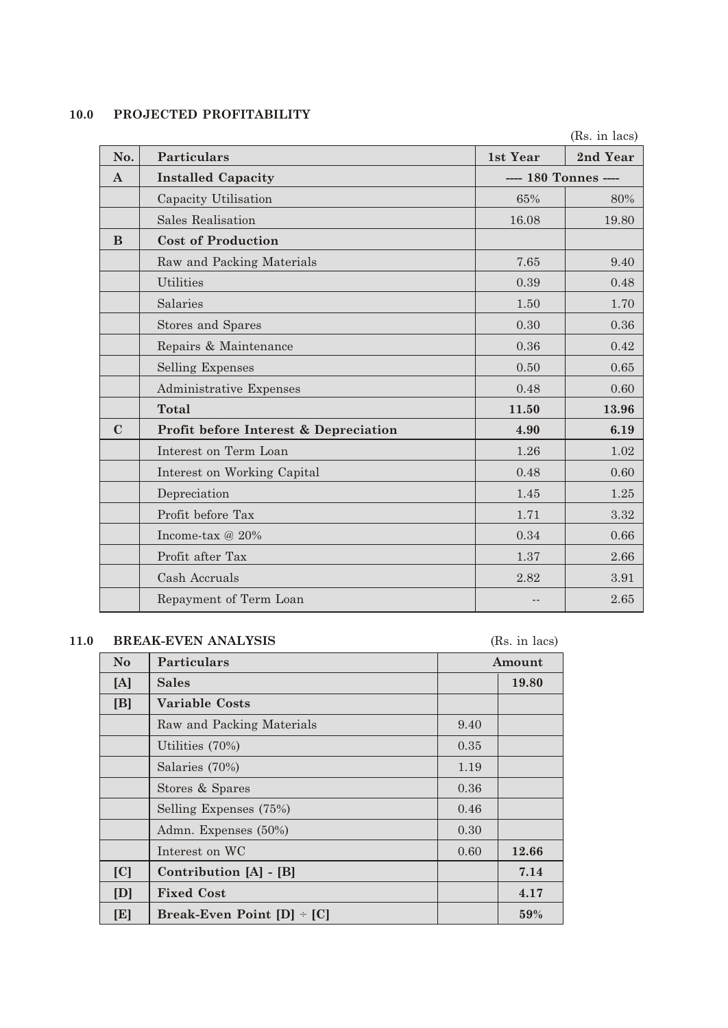## 10.0 PROJECTED PROFITABILITY

(Rs. in lacs)

| No. | Particulars | 1st Year | 2nd Year |
|---|---|---|---|
| **A** | **Installed Capacity** | ---- 180 Tonnes ---- | |
| | Capacity Utilisation | 65% | 80% |
| | Sales Realisation | 16.08 | 19.80 |
| **B** | **Cost of Production** | | |
| | Raw and Packing Materials | 7.65 | 9.40 |
| | Utilities | 0.39 | 0.48 |
| | Salaries | 1.50 | 1.70 |
| | Stores and Spares | 0.30 | 0.36 |
| | Repairs & Maintenance | 0.36 | 0.42 |
| | Selling Expenses | 0.50 | 0.65 |
| | Administrative Expenses | 0.48 | 0.60 |
| | **Total** | **11.50** | **13.96** |
| **C** | **Profit before Interest & Depreciation** | **4.90** | **6.19** |
| | Interest on Term Loan | 1.26 | 1.02 |
| | Interest on Working Capital | 0.48 | 0.60 |
| | Depreciation | 1.45 | 1.25 |
| | Profit before Tax | 1.71 | 3.32 |
| | Income-tax @ 20% | 0.34 | 0.66 |
| | Profit after Tax | 1.37 | 2.66 |
| | Cash Accruals | 2.82 | 3.91 |
| | Repayment of Term Loan | -- | 2.65 |

## 11.0 BREAK-EVEN ANALYSIS

(Rs. in lacs)

| No | Particulars | Amount | |
|---|---|---|---|
| **[A]** | **Sales** | | **19.80** |
| **[B]** | **Variable Costs** | | |
| | Raw and Packing Materials | 9.40 | |
| | Utilities (70%) | 0.35 | |
| | Salaries (70%) | 1.19 | |
| | Stores & Spares | 0.36 | |
| | Selling Expenses (75%) | 0.46 | |
| | Admn. Expenses (50%) | 0.30 | |
| | Interest on WC | 0.60 | **12.66** |
| **[C]** | **Contribution [A] - [B]** | | **7.14** |
| **[D]** | **Fixed Cost** | | **4.17** |
| **[E]** | **Break-Even Point [D] ÷ [C]** | | **59%** |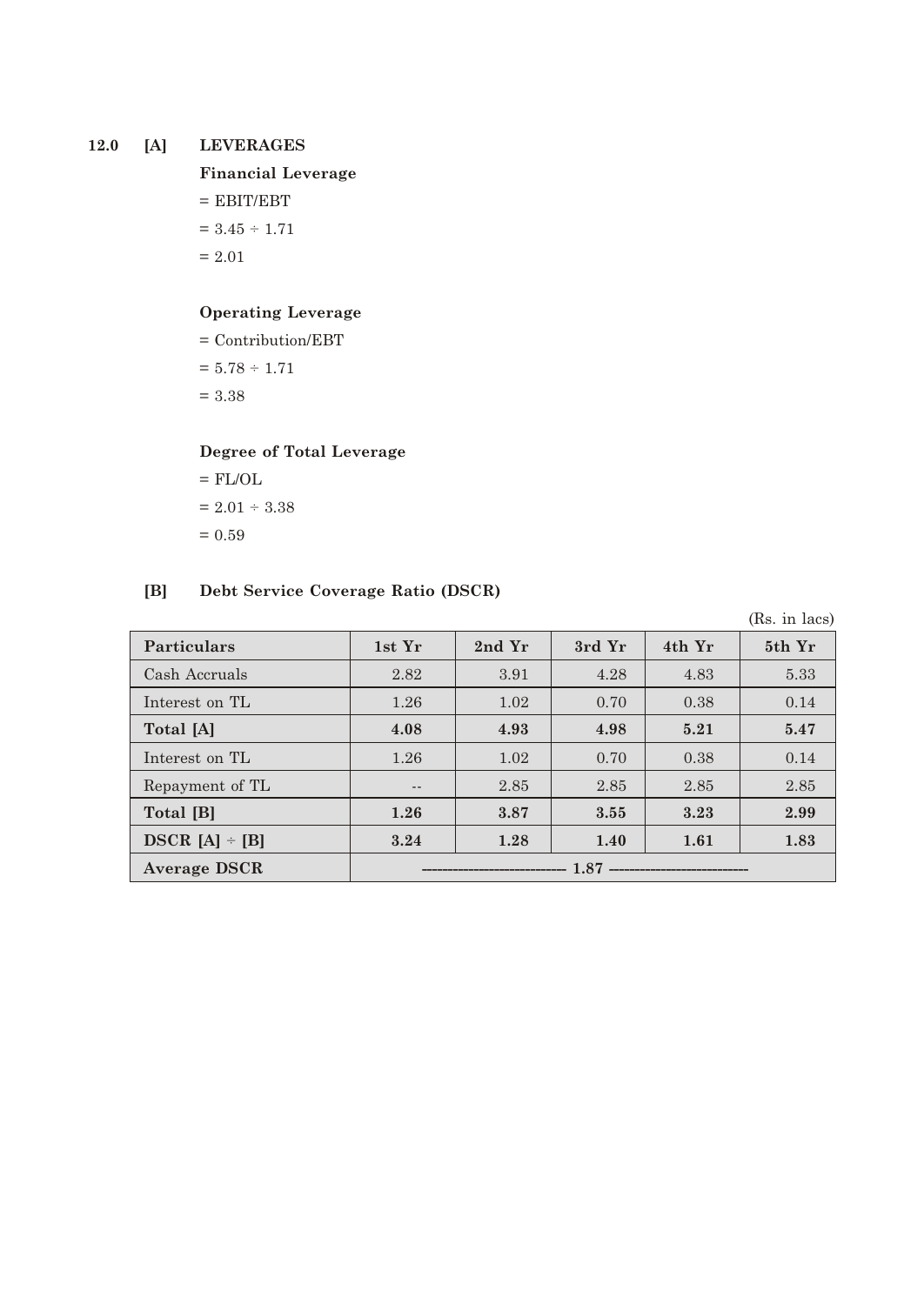## 12.0 [A] LEVERAGES

**Financial Leverage**

= EBIT/EBT

= 3.45 ÷ 1.71

= 2.01

**Operating Leverage**

= Contribution/EBT

= 5.78 ÷ 1.71

= 3.38

**Degree of Total Leverage**

= FL/OL

= 2.01 ÷ 3.38

= 0.59

### [B] Debt Service Coverage Ratio (DSCR)

(Rs. in lacs)

| Particulars | 1st Yr | 2nd Yr | 3rd Yr | 4th Yr | 5th Yr |
|---|---|---|---|---|---|
| Cash Accruals | 2.82 | 3.91 | 4.28 | 4.83 | 5.33 |
| Interest on TL | 1.26 | 1.02 | 0.70 | 0.38 | 0.14 |
| **Total [A]** | **4.08** | **4.93** | **4.98** | **5.21** | **5.47** |
| Interest on TL | 1.26 | 1.02 | 0.70 | 0.38 | 0.14 |
| Repayment of TL | -- | 2.85 | 2.85 | 2.85 | 2.85 |
| **Total [B]** | **1.26** | **3.87** | **3.55** | **3.23** | **2.99** |
| **DSCR [A] ÷ [B]** | **3.24** | **1.28** | **1.40** | **1.61** | **1.83** |
| **Average DSCR** | **1.87** | | | | |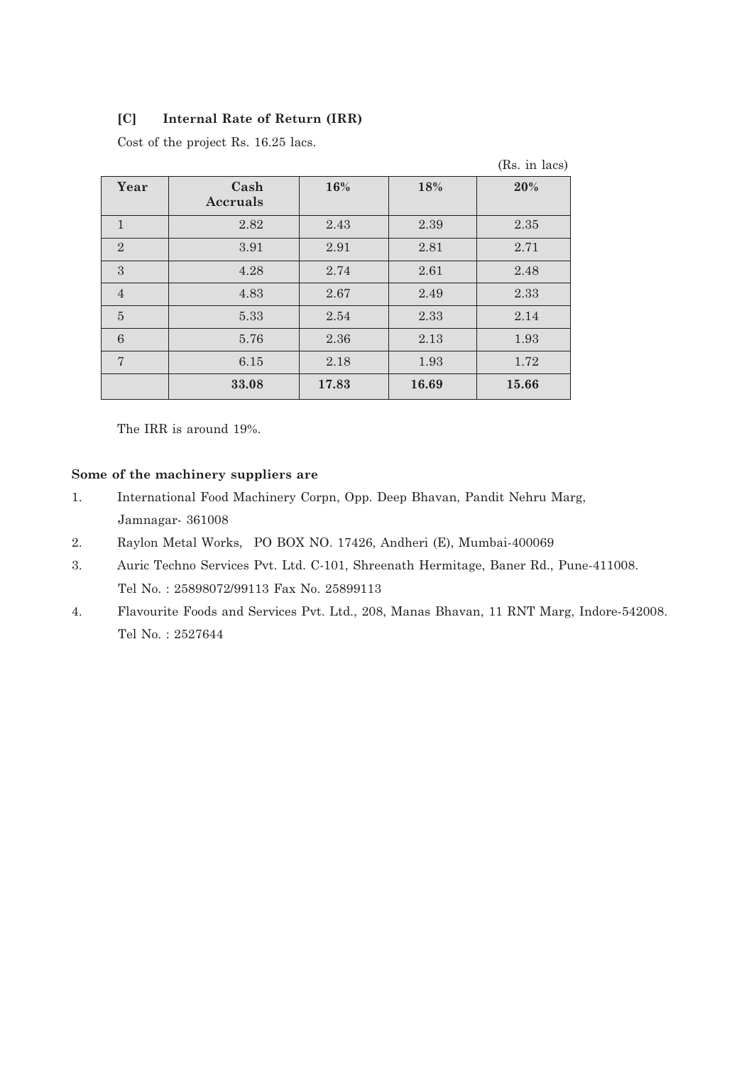### [C] Internal Rate of Return (IRR)

Cost of the project Rs. 16.25 lacs.

(Rs. in lacs)

| Year | Cash Accruals | 16% | 18% | 20% |
|---|---|---|---|---|
| 1 | 2.82 | 2.43 | 2.39 | 2.35 |
| 2 | 3.91 | 2.91 | 2.81 | 2.71 |
| 3 | 4.28 | 2.74 | 2.61 | 2.48 |
| 4 | 4.83 | 2.67 | 2.49 | 2.33 |
| 5 | 5.33 | 2.54 | 2.33 | 2.14 |
| 6 | 5.76 | 2.36 | 2.13 | 1.93 |
| 7 | 6.15 | 2.18 | 1.93 | 1.72 |
| | **33.08** | **17.83** | **16.69** | **15.66** |

The IRR is around 19%.

**Some of the machinery suppliers are**

1. International Food Machinery Corpn, Opp. Deep Bhavan, Pandit Nehru Marg, Jamnagar- 361008
2. Raylon Metal Works, PO BOX NO. 17426, Andheri (E), Mumbai-400069
3. Auric Techno Services Pvt. Ltd. C-101, Shreenath Hermitage, Baner Rd., Pune-411008. Tel No. : 25898072/99113 Fax No. 25899113
4. Flavourite Foods and Services Pvt. Ltd., 208, Manas Bhavan, 11 RNT Marg, Indore-542008. Tel No. : 2527644